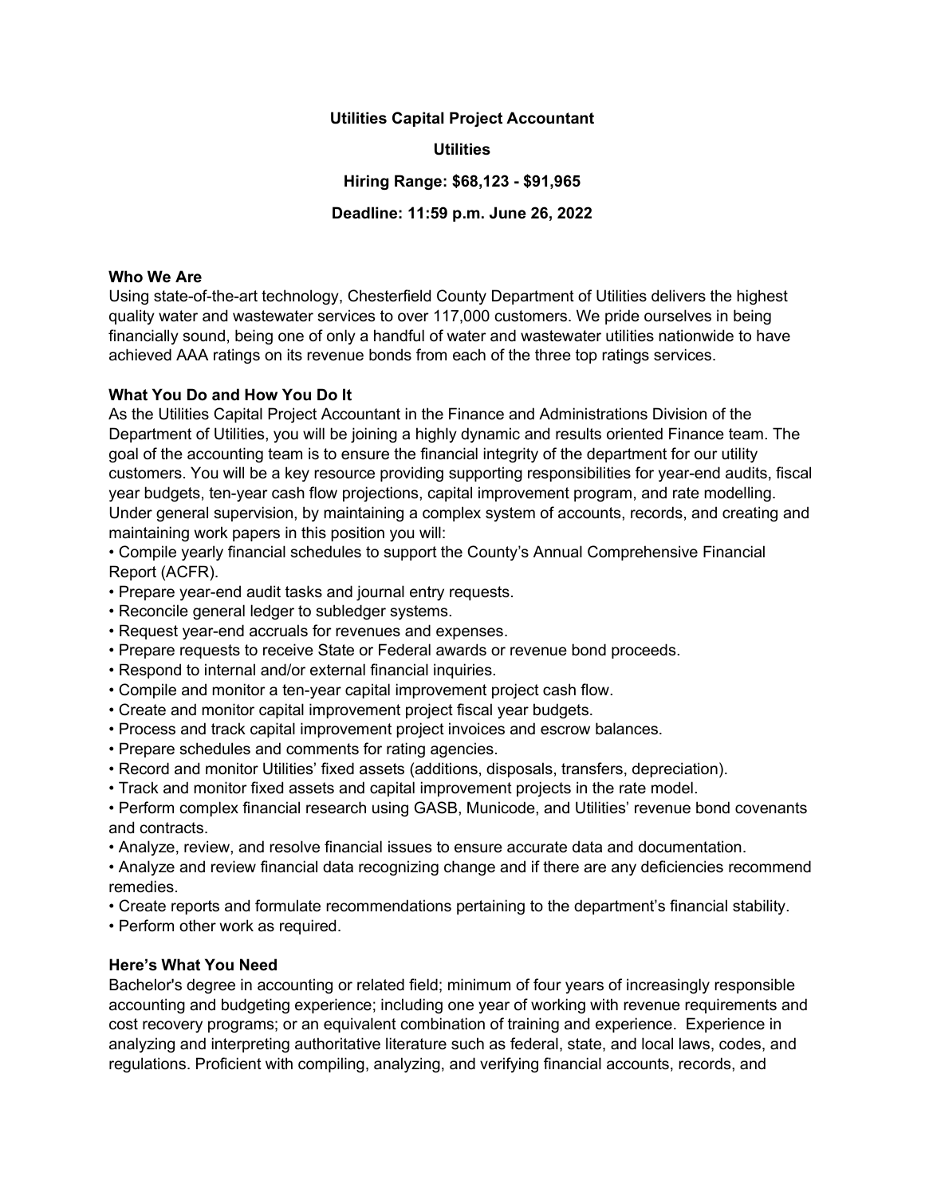**Utilities Capital Project Accountant**

**Utilities**

**Hiring Range: $68,123 - $91,965**

**Deadline: 11:59 p.m. June 26, 2022**

**Who We Are**

Using state-of-the-art technology, Chesterfield County Department of Utilities delivers the highest quality water and wastewater services to over 117,000 customers. We pride ourselves in being financially sound, being one of only a handful of water and wastewater utilities nationwide to have achieved AAA ratings on its revenue bonds from each of the three top ratings services.

**What You Do and How You Do It**

As the Utilities Capital Project Accountant in the Finance and Administrations Division of the Department of Utilities, you will be joining a highly dynamic and results oriented Finance team. The goal of the accounting team is to ensure the financial integrity of the department for our utility customers. You will be a key resource providing supporting responsibilities for year-end audits, fiscal year budgets, ten-year cash flow projections, capital improvement program, and rate modelling. Under general supervision, by maintaining a complex system of accounts, records, and creating and maintaining work papers in this position you will:

- Compile yearly financial schedules to support the County's Annual Comprehensive Financial Report (ACFR).
- Prepare year-end audit tasks and journal entry requests.
- Reconcile general ledger to subledger systems.
- Request year-end accruals for revenues and expenses.
- Prepare requests to receive State or Federal awards or revenue bond proceeds.
- Respond to internal and/or external financial inquiries.
- Compile and monitor a ten-year capital improvement project cash flow.
- Create and monitor capital improvement project fiscal year budgets.
- Process and track capital improvement project invoices and escrow balances.
- Prepare schedules and comments for rating agencies.
- Record and monitor Utilities' fixed assets (additions, disposals, transfers, depreciation).
- Track and monitor fixed assets and capital improvement projects in the rate model.
- Perform complex financial research using GASB, Municode, and Utilities' revenue bond covenants and contracts.
- Analyze, review, and resolve financial issues to ensure accurate data and documentation.
- Analyze and review financial data recognizing change and if there are any deficiencies recommend remedies.
- Create reports and formulate recommendations pertaining to the department's financial stability.
- Perform other work as required.

**Here's What You Need**

Bachelor's degree in accounting or related field; minimum of four years of increasingly responsible accounting and budgeting experience; including one year of working with revenue requirements and cost recovery programs; or an equivalent combination of training and experience. Experience in analyzing and interpreting authoritative literature such as federal, state, and local laws, codes, and regulations. Proficient with compiling, analyzing, and verifying financial accounts, records, and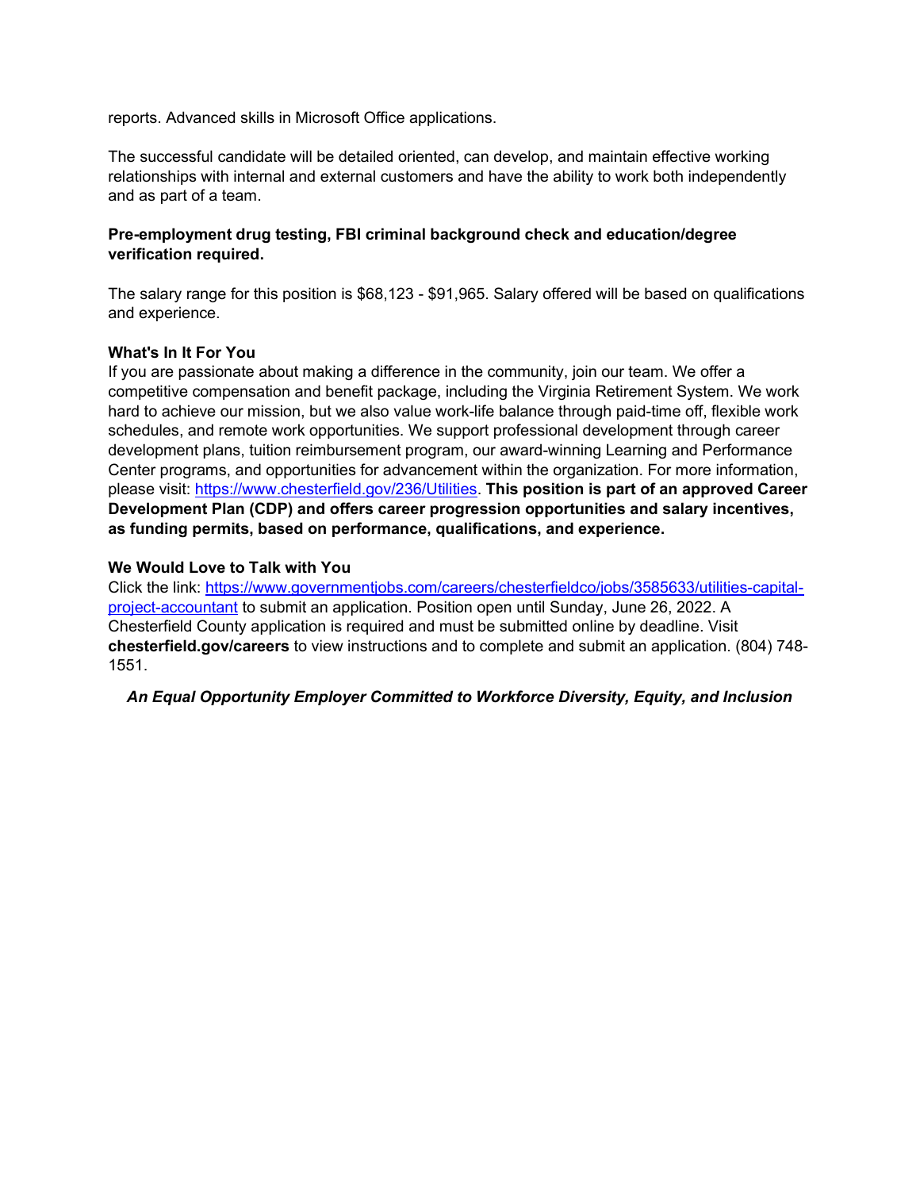reports. Advanced skills in Microsoft Office applications.

The successful candidate will be detailed oriented, can develop, and maintain effective working relationships with internal and external customers and have the ability to work both independently and as part of a team.

**Pre-employment drug testing, FBI criminal background check and education/degree verification required.**

The salary range for this position is $68,123 - $91,965. Salary offered will be based on qualifications and experience.

**What's In It For You**

If you are passionate about making a difference in the community, join our team. We offer a competitive compensation and benefit package, including the Virginia Retirement System. We work hard to achieve our mission, but we also value work-life balance through paid-time off, flexible work schedules, and remote work opportunities. We support professional development through career development plans, tuition reimbursement program, our award-winning Learning and Performance Center programs, and opportunities for advancement within the organization. For more information, please visit: [https://www.chesterfield.gov/236/Utilities](https://www.chesterfield.gov/236/Utilities). **This position is part of an approved Career Development Plan (CDP) and offers career progression opportunities and salary incentives, as funding permits, based on performance, qualifications, and experience.**

**We Would Love to Talk with You**

Click the link: [https://www.governmentjobs.com/careers/chesterfieldco/jobs/3585633/utilities-capital-project-accountant](https://www.governmentjobs.com/careers/chesterfieldco/jobs/3585633/utilities-capital-project-accountant) to submit an application. Position open until Sunday, June 26, 2022. A Chesterfield County application is required and must be submitted online by deadline. Visit **chesterfield.gov/careers** to view instructions and to complete and submit an application. (804) 748-1551.

***An Equal Opportunity Employer Committed to Workforce Diversity, Equity, and Inclusion***